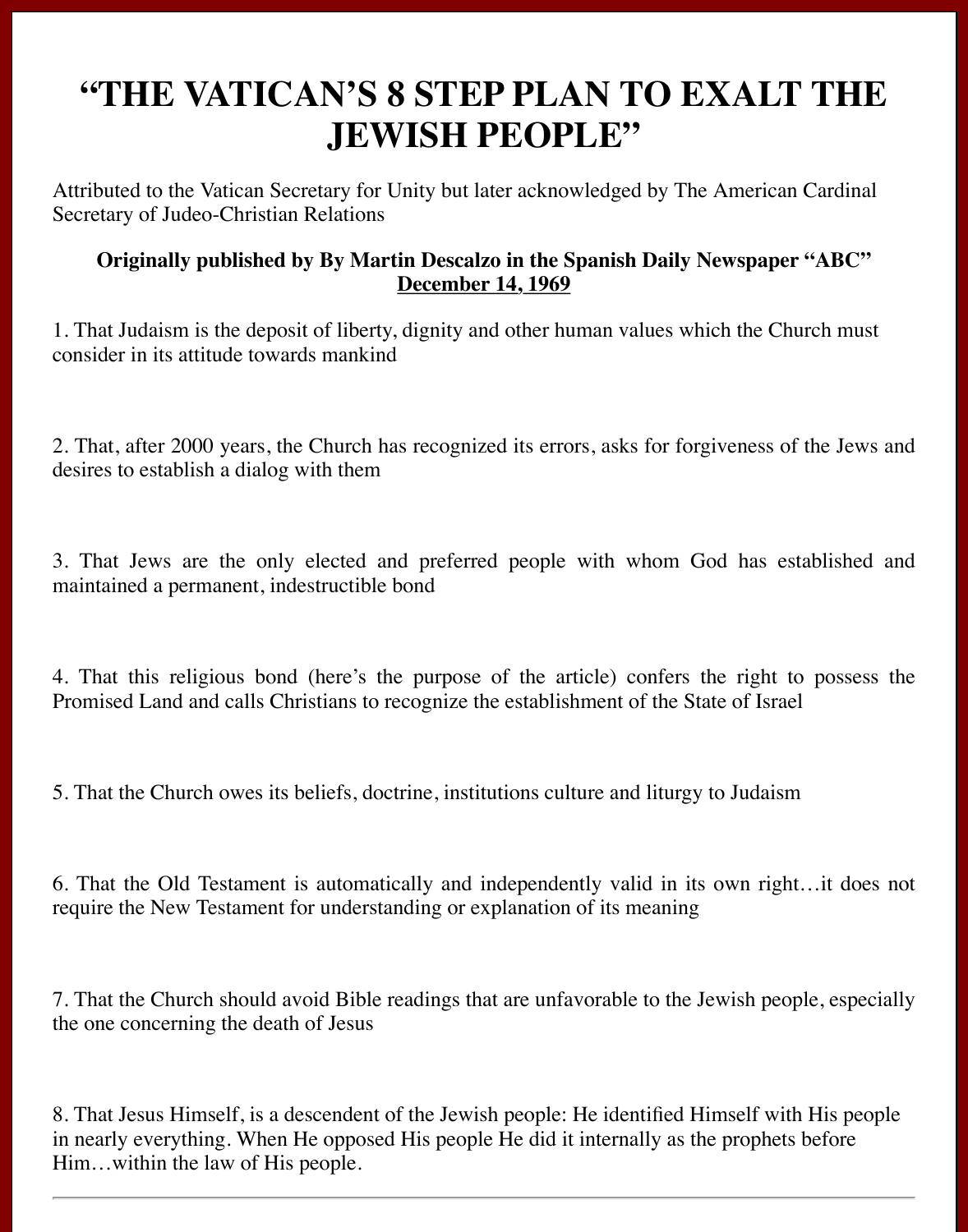# "THE VATICAN'S 8 STEP PLAN TO EXALT THE JEWISH PEOPLE"

Attributed to the Vatican Secretary for Unity but later acknowledged by The American Cardinal Secretary of Judeo-Christian Relations

**Originally published by By Martin Descalzo in the Spanish Daily Newspaper "ABC"**
**<u>December 14, 1969</u>**

1. That Judaism is the deposit of liberty, dignity and other human values which the Church must consider in its attitude towards mankind

2. That, after 2000 years, the Church has recognized its errors, asks for forgiveness of the Jews and desires to establish a dialog with them

3. That Jews are the only elected and preferred people with whom God has established and maintained a permanent, indestructible bond

4. That this religious bond (here's the purpose of the article) confers the right to possess the Promised Land and calls Christians to recognize the establishment of the State of Israel

5. That the Church owes its beliefs, doctrine, institutions culture and liturgy to Judaism

6. That the Old Testament is automatically and independently valid in its own right…it does not require the New Testament for understanding or explanation of its meaning

7. That the Church should avoid Bible readings that are unfavorable to the Jewish people, especially the one concerning the death of Jesus

8. That Jesus Himself, is a descendent of the Jewish people: He identified Himself with His people in nearly everything. When He opposed His people He did it internally as the prophets before Him…within the law of His people.

---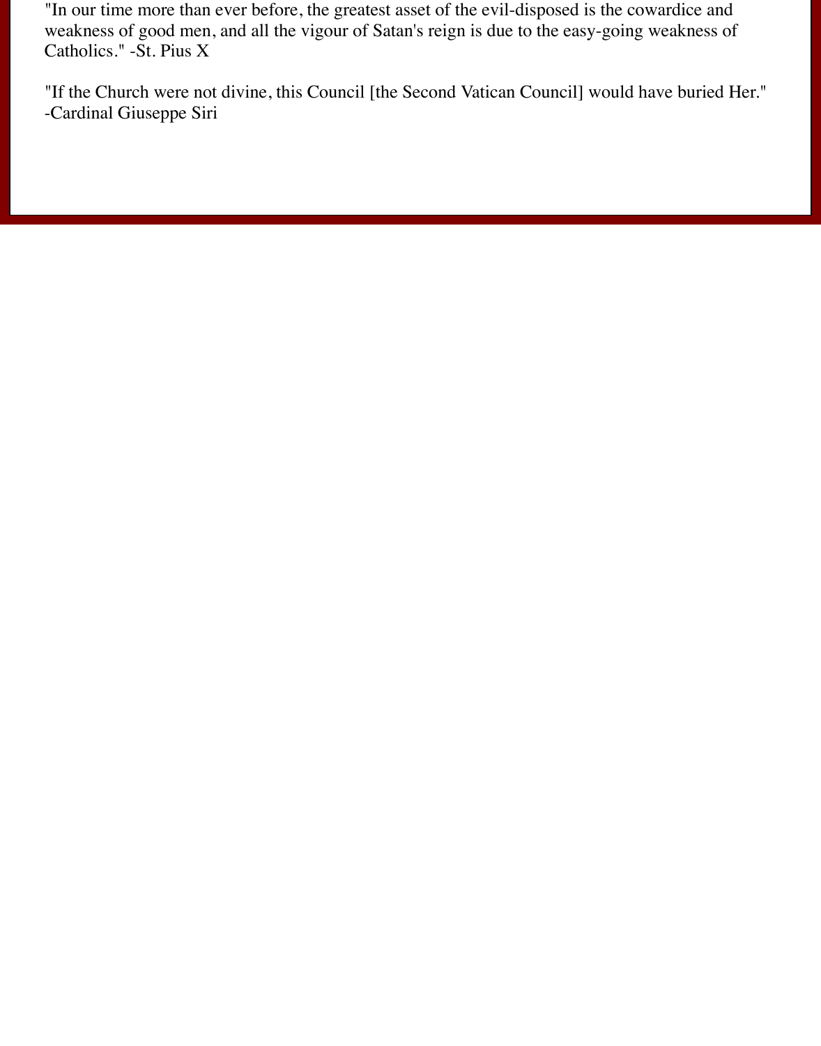"In our time more than ever before, the greatest asset of the evil-disposed is the cowardice and weakness of good men, and all the vigour of Satan's reign is due to the easy-going weakness of Catholics." -St. Pius X

"If the Church were not divine, this Council [the Second Vatican Council] would have buried Her." -Cardinal Giuseppe Siri